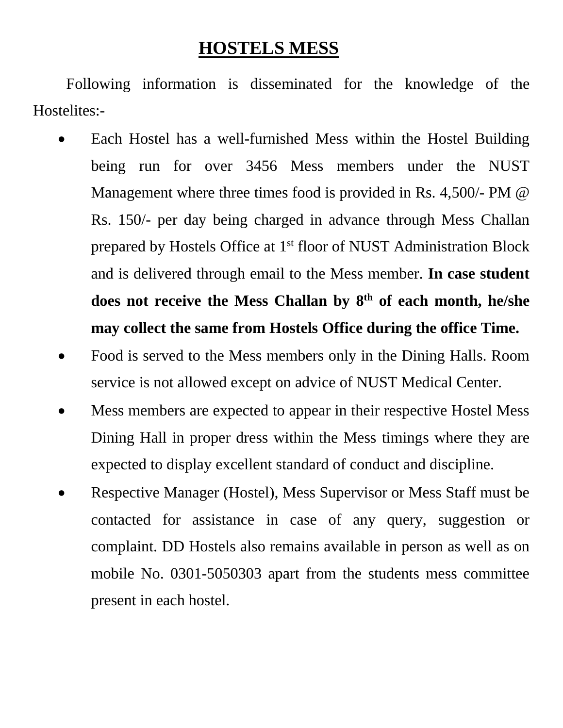# HOSTELS MESS

Following information is disseminated for the knowledge of the Hostelites:-

- Each Hostel has a well-furnished Mess within the Hostel Building being run for over 3456 Mess members under the NUST Management where three times food is provided in Rs. 4,500/- PM @ Rs. 150/- per day being charged in advance through Mess Challan prepared by Hostels Office at 1st floor of NUST Administration Block and is delivered through email to the Mess member. **In case student does not receive the Mess Challan by 8th of each month, he/she may collect the same from Hostels Office during the office Time.**
- Food is served to the Mess members only in the Dining Halls. Room service is not allowed except on advice of NUST Medical Center.
- Mess members are expected to appear in their respective Hostel Mess Dining Hall in proper dress within the Mess timings where they are expected to display excellent standard of conduct and discipline.
- Respective Manager (Hostel), Mess Supervisor or Mess Staff must be contacted for assistance in case of any query, suggestion or complaint. DD Hostels also remains available in person as well as on mobile No. 0301-5050303 apart from the students mess committee present in each hostel.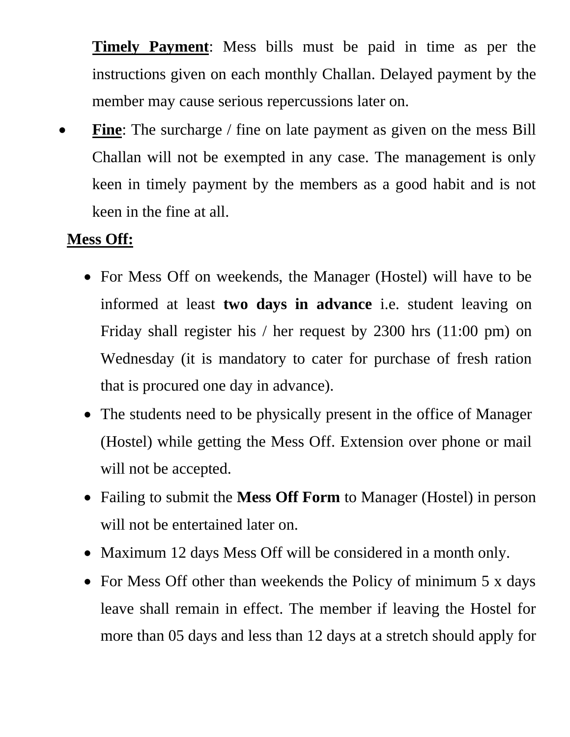**Timely Payment**: Mess bills must be paid in time as per the instructions given on each monthly Challan. Delayed payment by the member may cause serious repercussions later on.

- **Fine**: The surcharge / fine on late payment as given on the mess Bill Challan will not be exempted in any case. The management is only keen in timely payment by the members as a good habit and is not keen in the fine at all.

**Mess Off:**

- For Mess Off on weekends, the Manager (Hostel) will have to be informed at least **two days in advance** i.e. student leaving on Friday shall register his / her request by 2300 hrs (11:00 pm) on Wednesday (it is mandatory to cater for purchase of fresh ration that is procured one day in advance).
- The students need to be physically present in the office of Manager (Hostel) while getting the Mess Off. Extension over phone or mail will not be accepted.
- Failing to submit the **Mess Off Form** to Manager (Hostel) in person will not be entertained later on.
- Maximum 12 days Mess Off will be considered in a month only.
- For Mess Off other than weekends the Policy of minimum 5 x days leave shall remain in effect. The member if leaving the Hostel for more than 05 days and less than 12 days at a stretch should apply for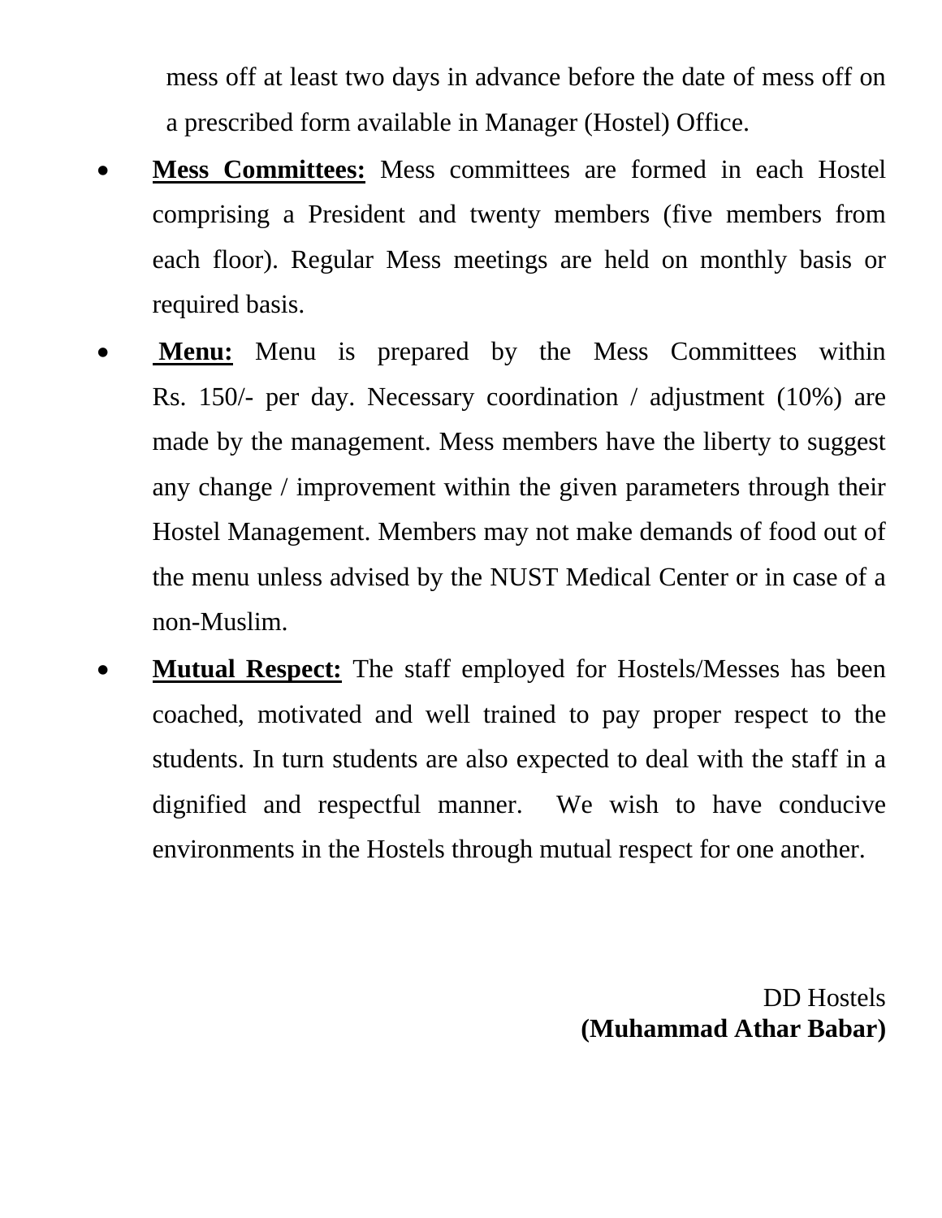mess off at least two days in advance before the date of mess off on a prescribed form available in Manager (Hostel) Office.

- **Mess Committees:** Mess committees are formed in each Hostel comprising a President and twenty members (five members from each floor). Regular Mess meetings are held on monthly basis or required basis.
- **Menu:** Menu is prepared by the Mess Committees within Rs. 150/- per day. Necessary coordination / adjustment (10%) are made by the management. Mess members have the liberty to suggest any change / improvement within the given parameters through their Hostel Management. Members may not make demands of food out of the menu unless advised by the NUST Medical Center or in case of a non-Muslim.
- **Mutual Respect:** The staff employed for Hostels/Messes has been coached, motivated and well trained to pay proper respect to the students. In turn students are also expected to deal with the staff in a dignified and respectful manner. We wish to have conducive environments in the Hostels through mutual respect for one another.

DD Hostels
**(Muhammad Athar Babar)**